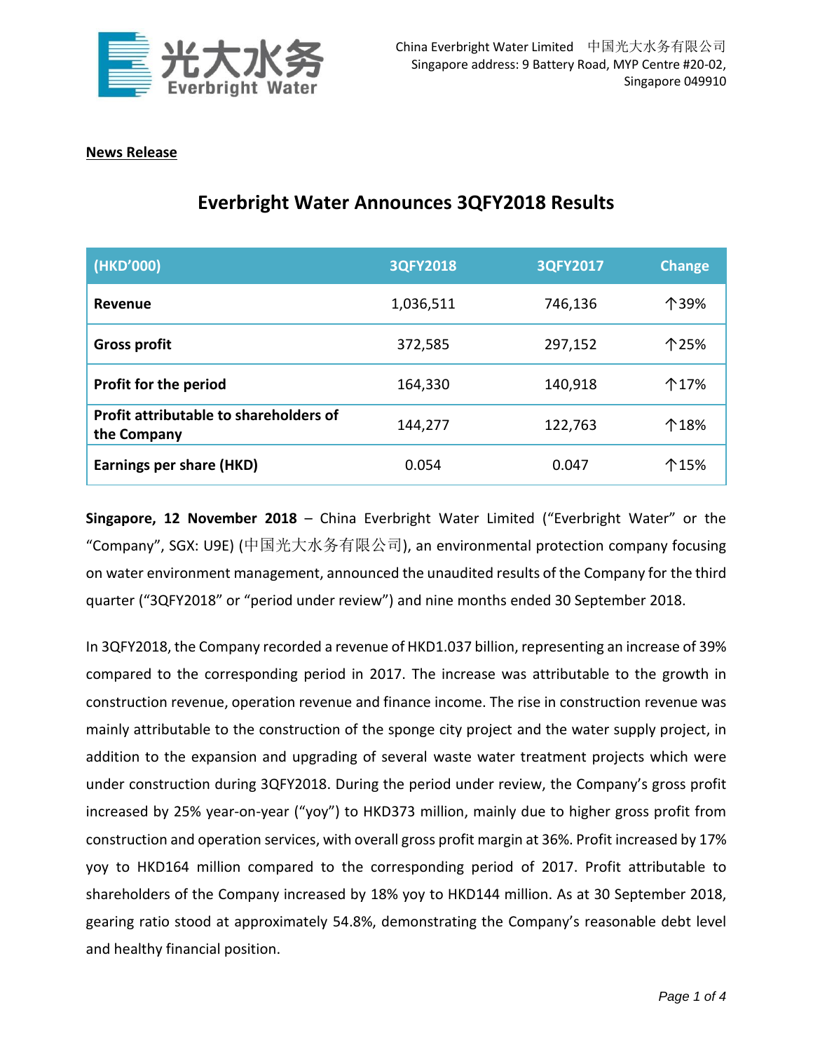China Everbright Water Limited 中国光大水务有限公司
Singapore address: 9 Battery Road, MYP Centre #20-02, Singapore 049910

**News Release**

# Everbright Water Announces 3QFY2018 Results

| (HKD'000) | 3QFY2018 | 3QFY2017 | Change |
|---|---|---|---|
| **Revenue** | 1,036,511 | 746,136 | ↑39% |
| **Gross profit** | 372,585 | 297,152 | ↑25% |
| **Profit for the period** | 164,330 | 140,918 | ↑17% |
| **Profit attributable to shareholders of the Company** | 144,277 | 122,763 | ↑18% |
| **Earnings per share (HKD)** | 0.054 | 0.047 | ↑15% |

**Singapore, 12 November 2018** – China Everbright Water Limited ("Everbright Water" or the "Company", SGX: U9E) (中国光大水务有限公司), an environmental protection company focusing on water environment management, announced the unaudited results of the Company for the third quarter ("3QFY2018" or "period under review") and nine months ended 30 September 2018.

In 3QFY2018, the Company recorded a revenue of HKD1.037 billion, representing an increase of 39% compared to the corresponding period in 2017. The increase was attributable to the growth in construction revenue, operation revenue and finance income. The rise in construction revenue was mainly attributable to the construction of the sponge city project and the water supply project, in addition to the expansion and upgrading of several waste water treatment projects which were under construction during 3QFY2018. During the period under review, the Company's gross profit increased by 25% year-on-year ("yoy") to HKD373 million, mainly due to higher gross profit from construction and operation services, with overall gross profit margin at 36%. Profit increased by 17% yoy to HKD164 million compared to the corresponding period of 2017. Profit attributable to shareholders of the Company increased by 18% yoy to HKD144 million. As at 30 September 2018, gearing ratio stood at approximately 54.8%, demonstrating the Company's reasonable debt level and healthy financial position.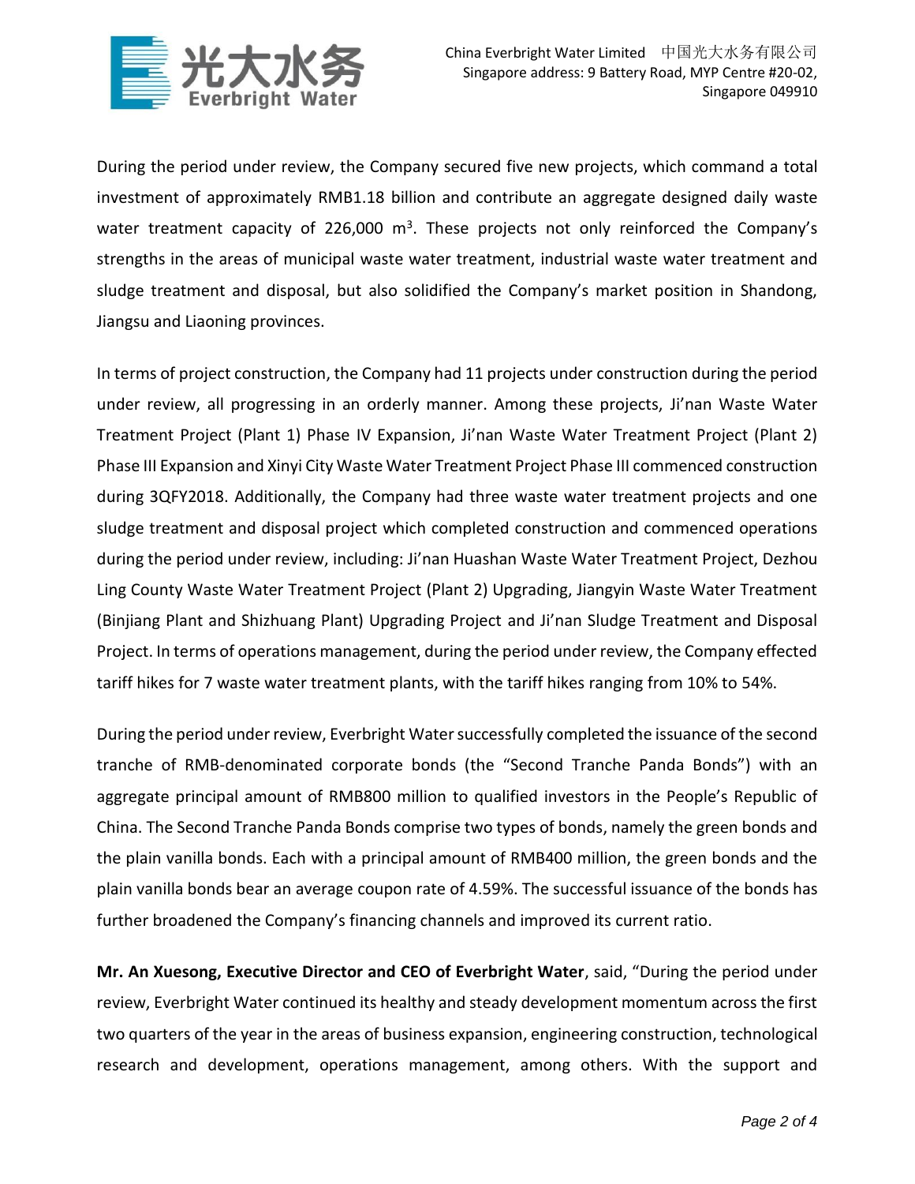During the period under review, the Company secured five new projects, which command a total investment of approximately RMB1.18 billion and contribute an aggregate designed daily waste water treatment capacity of 226,000 $m^3$. These projects not only reinforced the Company's strengths in the areas of municipal waste water treatment, industrial waste water treatment and sludge treatment and disposal, but also solidified the Company's market position in Shandong, Jiangsu and Liaoning provinces.

In terms of project construction, the Company had 11 projects under construction during the period under review, all progressing in an orderly manner. Among these projects, Ji'nan Waste Water Treatment Project (Plant 1) Phase IV Expansion, Ji'nan Waste Water Treatment Project (Plant 2) Phase III Expansion and Xinyi City Waste Water Treatment Project Phase III commenced construction during 3QFY2018. Additionally, the Company had three waste water treatment projects and one sludge treatment and disposal project which completed construction and commenced operations during the period under review, including: Ji'nan Huashan Waste Water Treatment Project, Dezhou Ling County Waste Water Treatment Project (Plant 2) Upgrading, Jiangyin Waste Water Treatment (Binjiang Plant and Shizhuang Plant) Upgrading Project and Ji'nan Sludge Treatment and Disposal Project. In terms of operations management, during the period under review, the Company effected tariff hikes for 7 waste water treatment plants, with the tariff hikes ranging from 10% to 54%.

During the period under review, Everbright Water successfully completed the issuance of the second tranche of RMB-denominated corporate bonds (the "Second Tranche Panda Bonds") with an aggregate principal amount of RMB800 million to qualified investors in the People's Republic of China. The Second Tranche Panda Bonds comprise two types of bonds, namely the green bonds and the plain vanilla bonds. Each with a principal amount of RMB400 million, the green bonds and the plain vanilla bonds bear an average coupon rate of 4.59%. The successful issuance of the bonds has further broadened the Company's financing channels and improved its current ratio.

**Mr. An Xuesong, Executive Director and CEO of Everbright Water**, said, "During the period under review, Everbright Water continued its healthy and steady development momentum across the first two quarters of the year in the areas of business expansion, engineering construction, technological research and development, operations management, among others. With the support and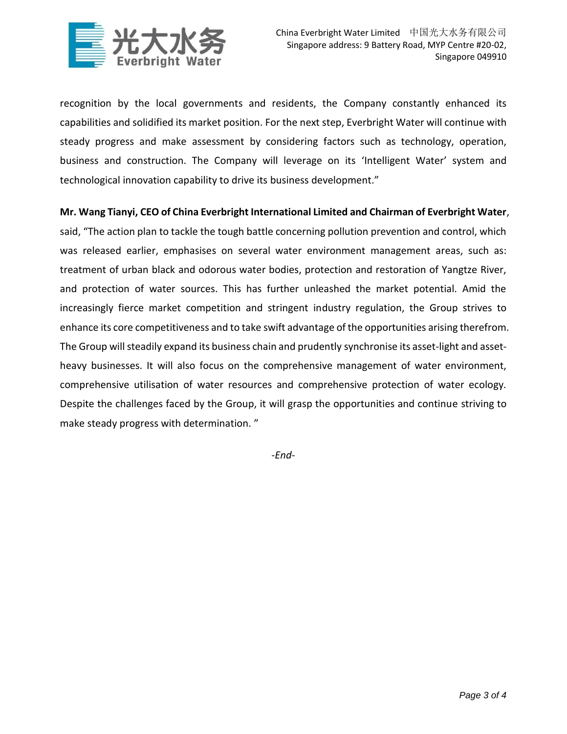recognition by the local governments and residents, the Company constantly enhanced its capabilities and solidified its market position. For the next step, Everbright Water will continue with steady progress and make assessment by considering factors such as technology, operation, business and construction. The Company will leverage on its 'Intelligent Water' system and technological innovation capability to drive its business development."

**Mr. Wang Tianyi, CEO of China Everbright International Limited and Chairman of Everbright Water**, said, "The action plan to tackle the tough battle concerning pollution prevention and control, which was released earlier, emphasises on several water environment management areas, such as: treatment of urban black and odorous water bodies, protection and restoration of Yangtze River, and protection of water sources. This has further unleashed the market potential. Amid the increasingly fierce market competition and stringent industry regulation, the Group strives to enhance its core competitiveness and to take swift advantage of the opportunities arising therefrom. The Group will steadily expand its business chain and prudently synchronise its asset-light and asset-heavy businesses. It will also focus on the comprehensive management of water environment, comprehensive utilisation of water resources and comprehensive protection of water ecology. Despite the challenges faced by the Group, it will grasp the opportunities and continue striving to make steady progress with determination. "

*-End-*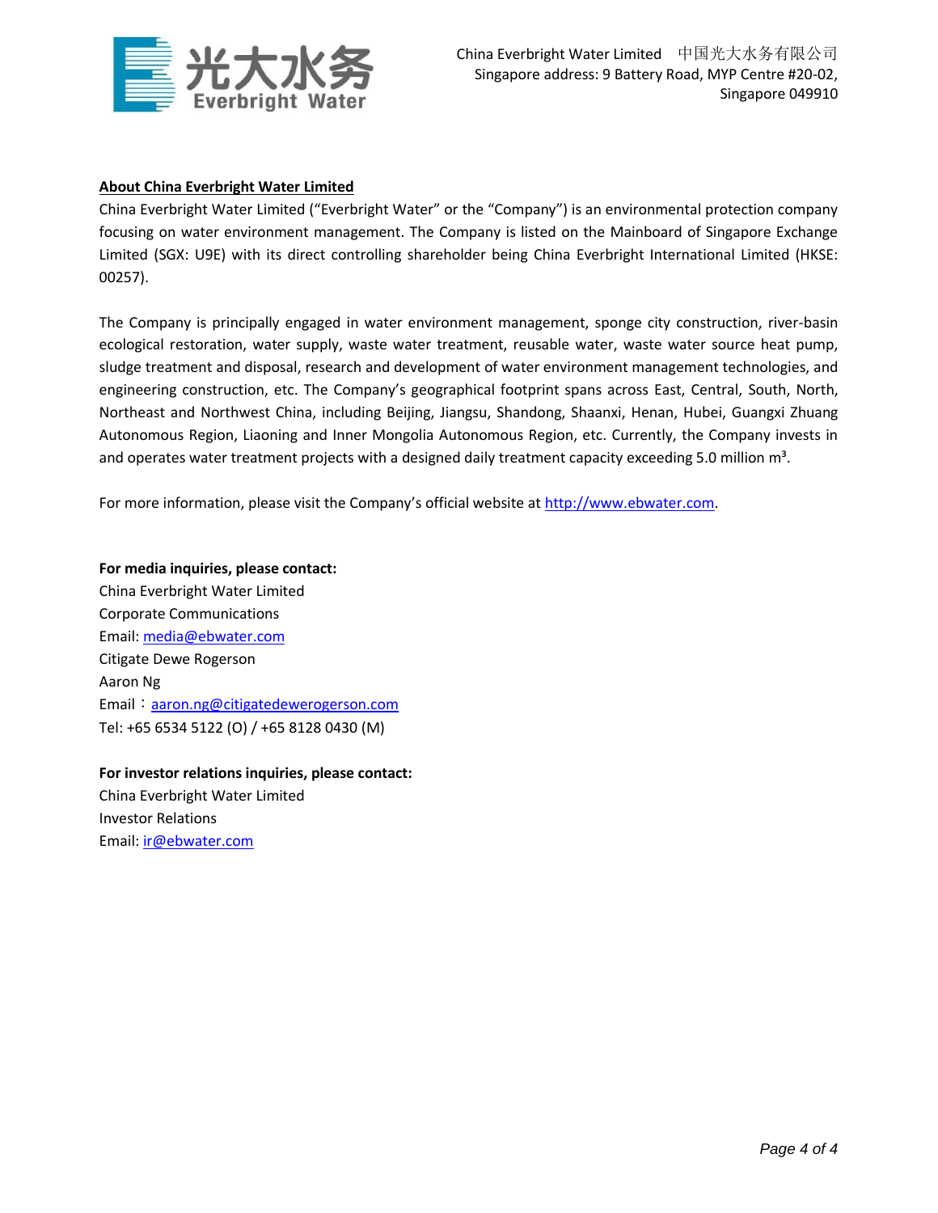China Everbright Water Limited 中国光大水务有限公司
Singapore address: 9 Battery Road, MYP Centre #20-02,
Singapore 049910

## About China Everbright Water Limited

China Everbright Water Limited ("Everbright Water" or the "Company") is an environmental protection company focusing on water environment management. The Company is listed on the Mainboard of Singapore Exchange Limited (SGX: U9E) with its direct controlling shareholder being China Everbright International Limited (HKSE: 00257).

The Company is principally engaged in water environment management, sponge city construction, river-basin ecological restoration, water supply, waste water treatment, reusable water, waste water source heat pump, sludge treatment and disposal, research and development of water environment management technologies, and engineering construction, etc. The Company's geographical footprint spans across East, Central, South, North, Northeast and Northwest China, including Beijing, Jiangsu, Shandong, Shaanxi, Henan, Hubei, Guangxi Zhuang Autonomous Region, Liaoning and Inner Mongolia Autonomous Region, etc. Currently, the Company invests in and operates water treatment projects with a designed daily treatment capacity exceeding 5.0 million $m^3$.

For more information, please visit the Company's official website at http://www.ebwater.com.

**For media inquiries, please contact:**
China Everbright Water Limited
Corporate Communications
Email: media@ebwater.com
Citigate Dewe Rogerson
Aaron Ng
Email：aaron.ng@citigatedewerogerson.com
Tel: +65 6534 5122 (O) / +65 8128 0430 (M)

**For investor relations inquiries, please contact:**
China Everbright Water Limited
Investor Relations
Email: ir@ebwater.com